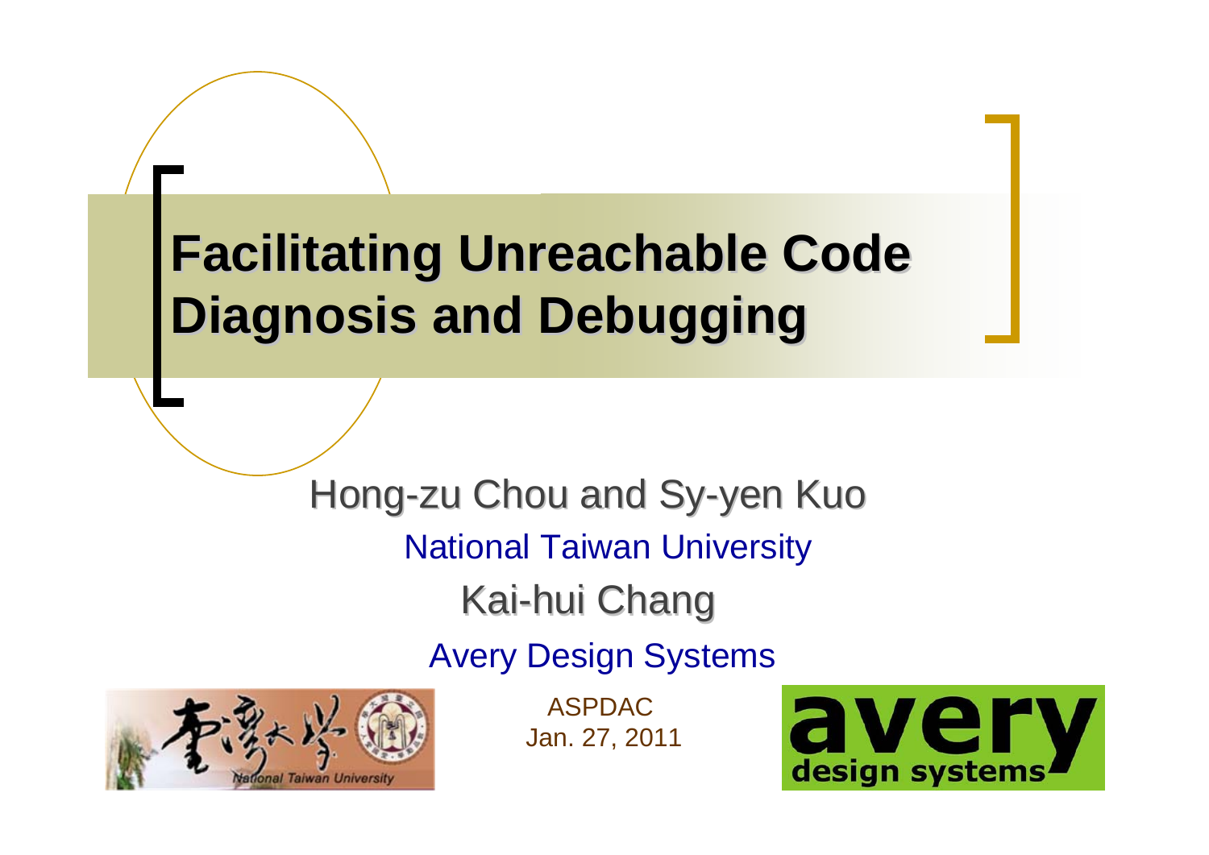# Facilitating Unreachable Code Diagnosis and Debugging

Hong-zu Chou and Sy-yen Kuo

National Taiwan University

Kai-hui Chang

Avery Design Systems

ASPDAC
Jan. 27, 2011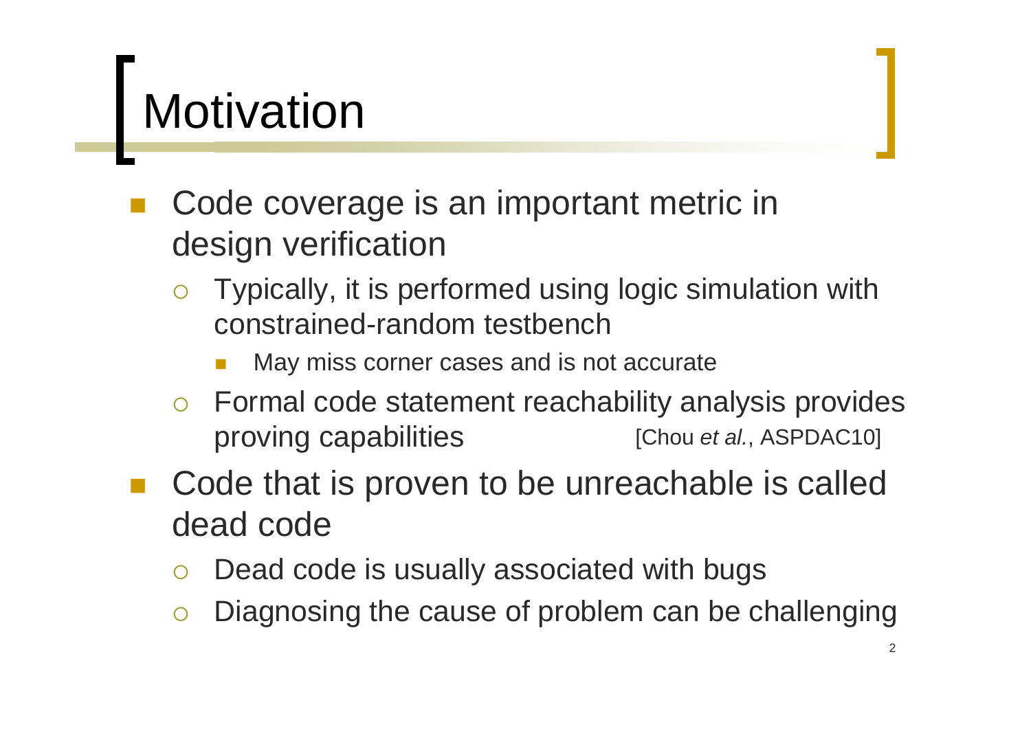# Motivation

- Code coverage is an important metric in design verification
  - Typically, it is performed using logic simulation with constrained-random testbench
    - May miss corner cases and is not accurate
  - Formal code statement reachability analysis provides proving capabilities [Chou *et al.*, ASPDAC10]
- Code that is proven to be unreachable is called dead code
  - Dead code is usually associated with bugs
  - Diagnosing the cause of problem can be challenging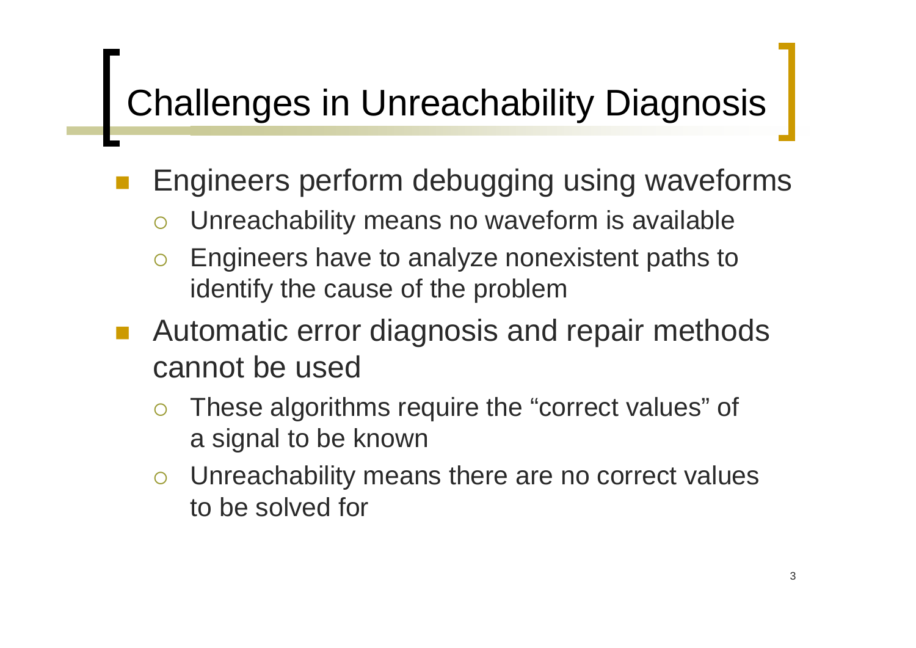# Challenges in Unreachability Diagnosis

- Engineers perform debugging using waveforms
  - Unreachability means no waveform is available
  - Engineers have to analyze nonexistent paths to identify the cause of the problem
- Automatic error diagnosis and repair methods cannot be used
  - These algorithms require the "correct values" of a signal to be known
  - Unreachability means there are no correct values to be solved for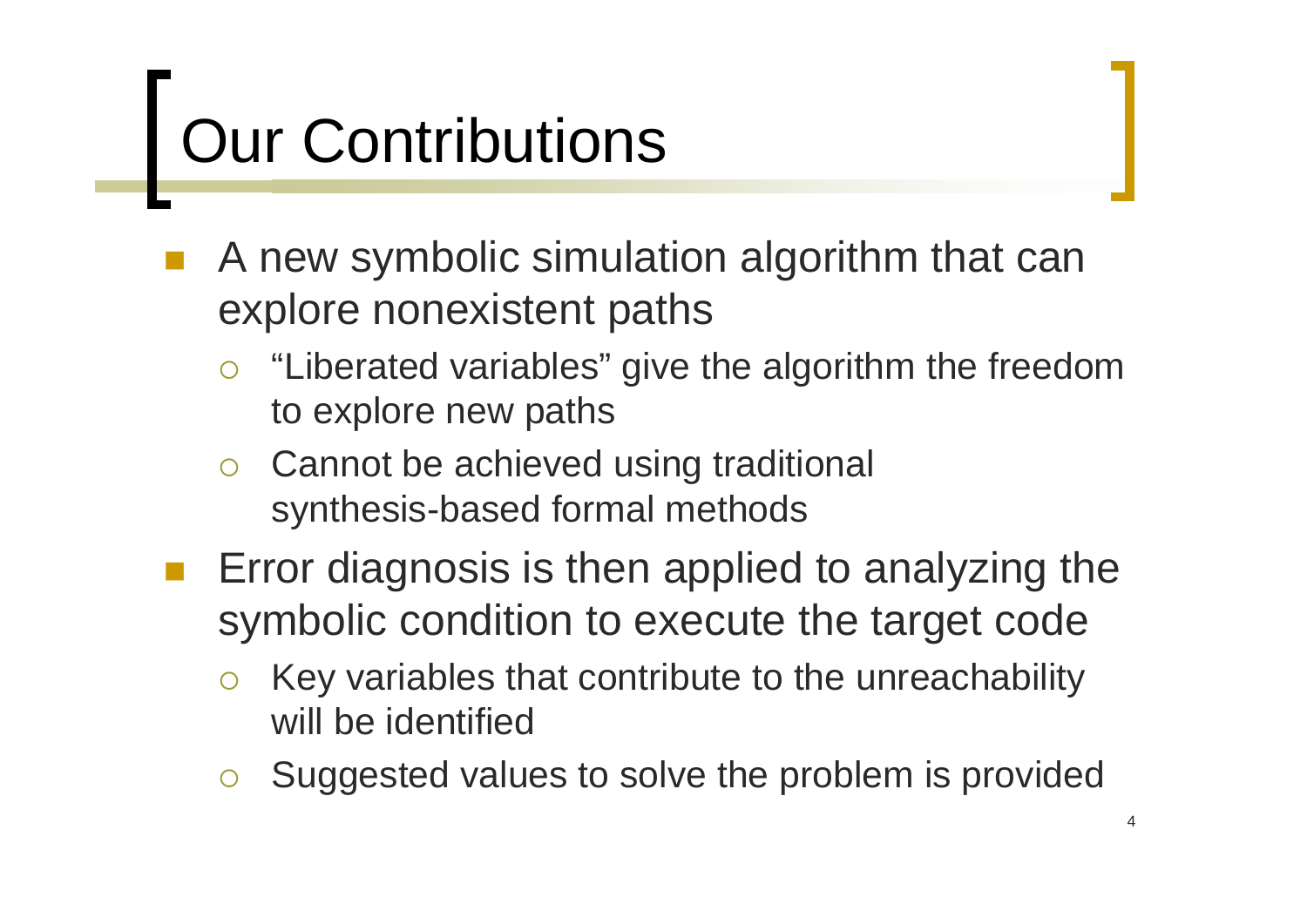# Our Contributions

- A new symbolic simulation algorithm that can explore nonexistent paths
  - "Liberated variables" give the algorithm the freedom to explore new paths
  - Cannot be achieved using traditional synthesis-based formal methods
- Error diagnosis is then applied to analyzing the symbolic condition to execute the target code
  - Key variables that contribute to the unreachability will be identified
  - Suggested values to solve the problem is provided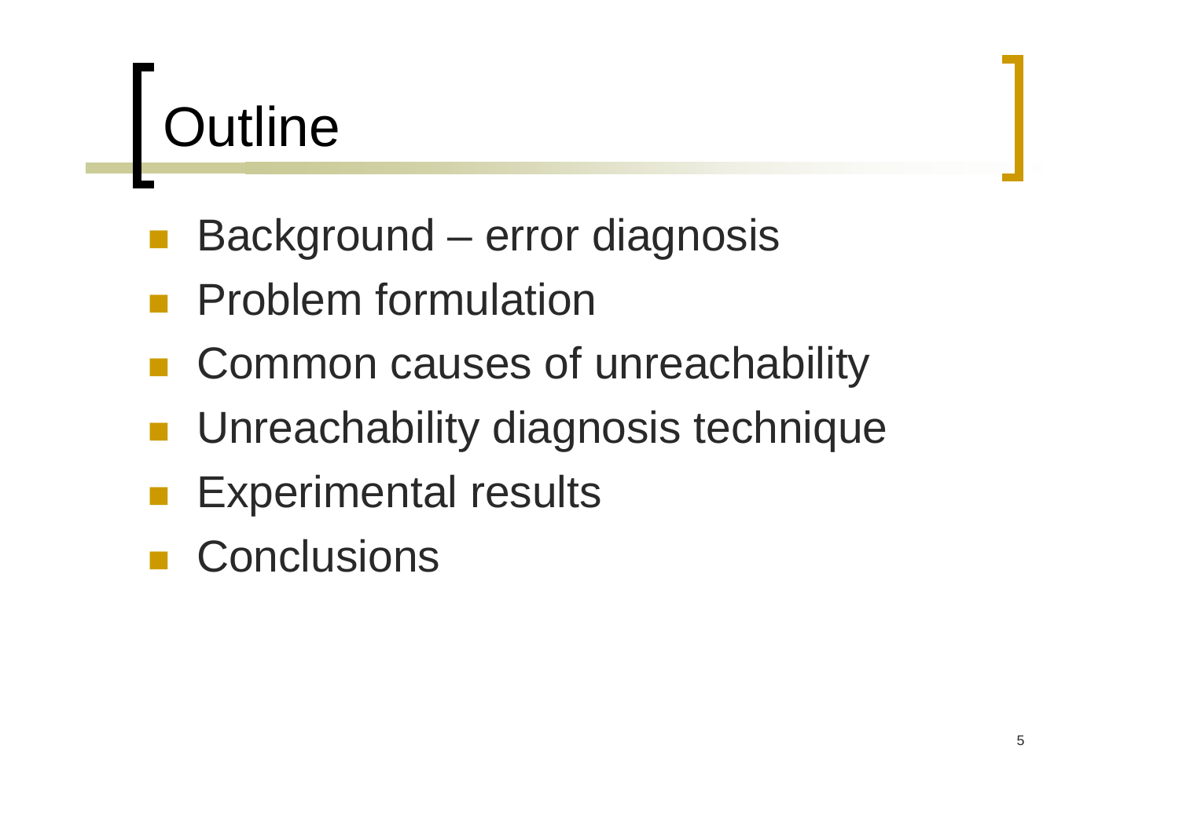# Outline

- Background – error diagnosis
- Problem formulation
- Common causes of unreachability
- Unreachability diagnosis technique
- Experimental results
- Conclusions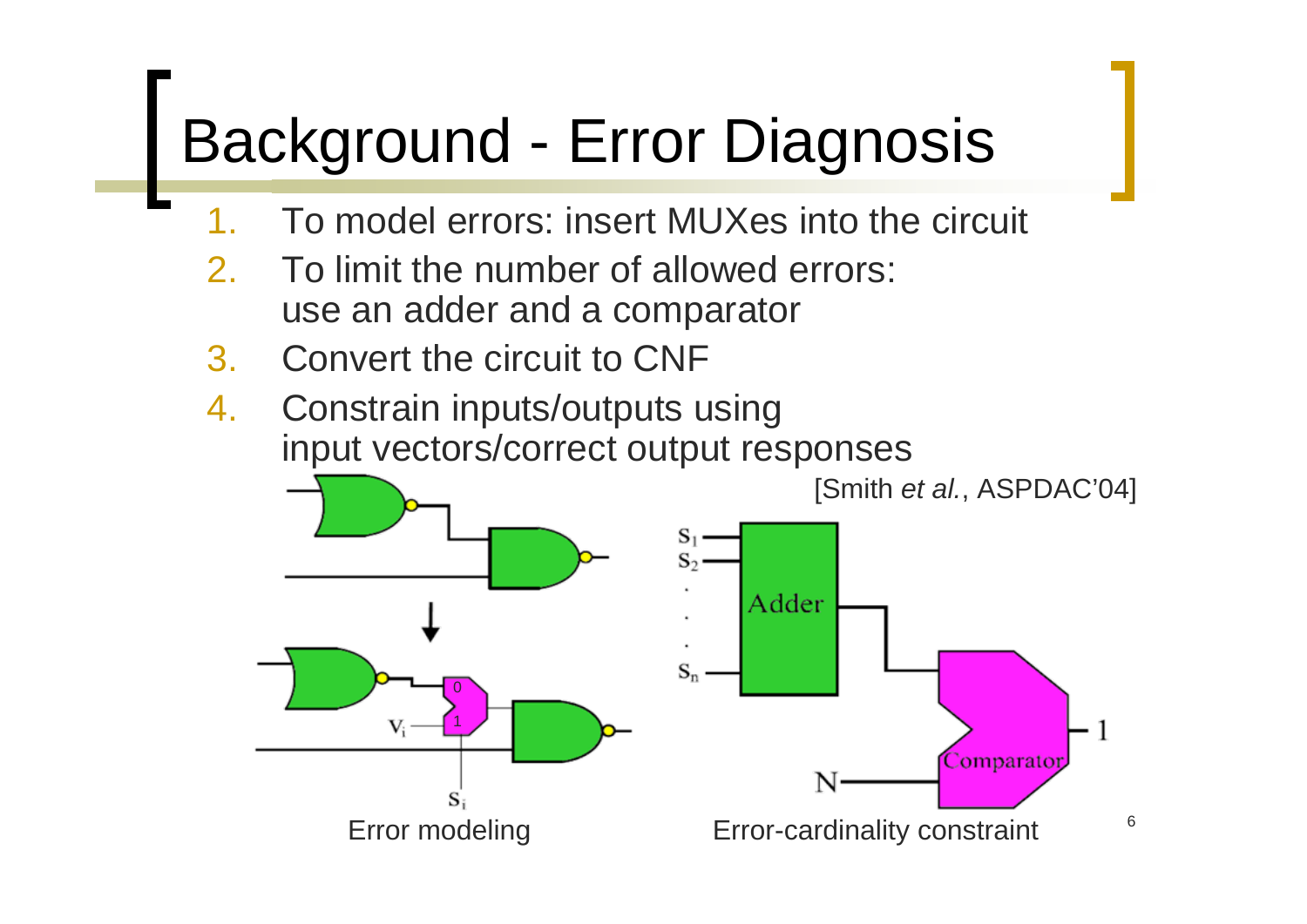# Background - Error Diagnosis

1. To model errors: insert MUXes into the circuit
2. To limit the number of allowed errors: use an adder and a comparator
3. Convert the circuit to CNF
4. Constrain inputs/outputs using input vectors/correct output responses

[Smith *et al.*, ASPDAC'04]

Error modeling

Error-cardinality constraint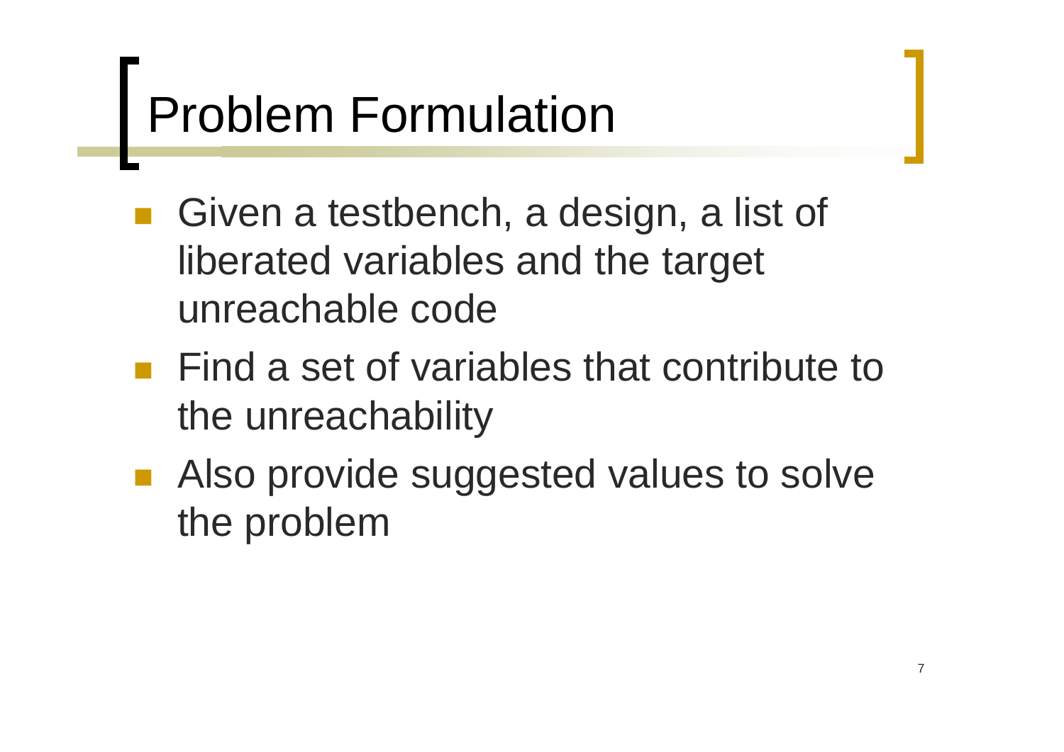# Problem Formulation

- Given a testbench, a design, a list of liberated variables and the target unreachable code
- Find a set of variables that contribute to the unreachability
- Also provide suggested values to solve the problem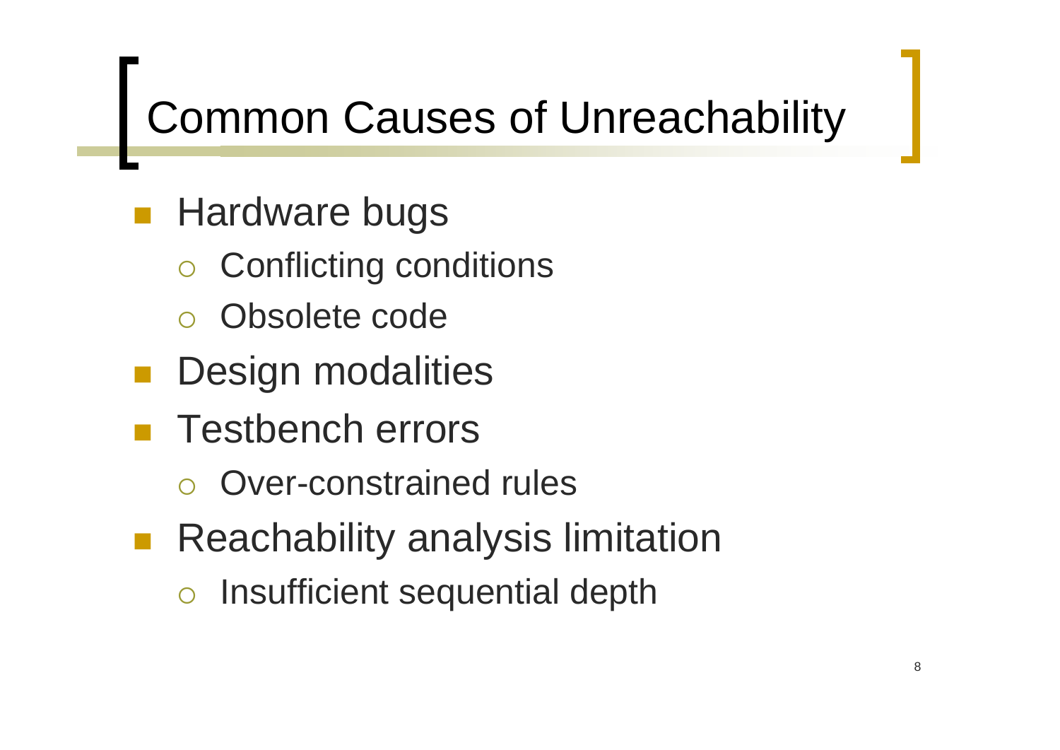# Common Causes of Unreachability

- Hardware bugs
  - Conflicting conditions
  - Obsolete code
- Design modalities
- Testbench errors
  - Over-constrained rules
- Reachability analysis limitation
  - Insufficient sequential depth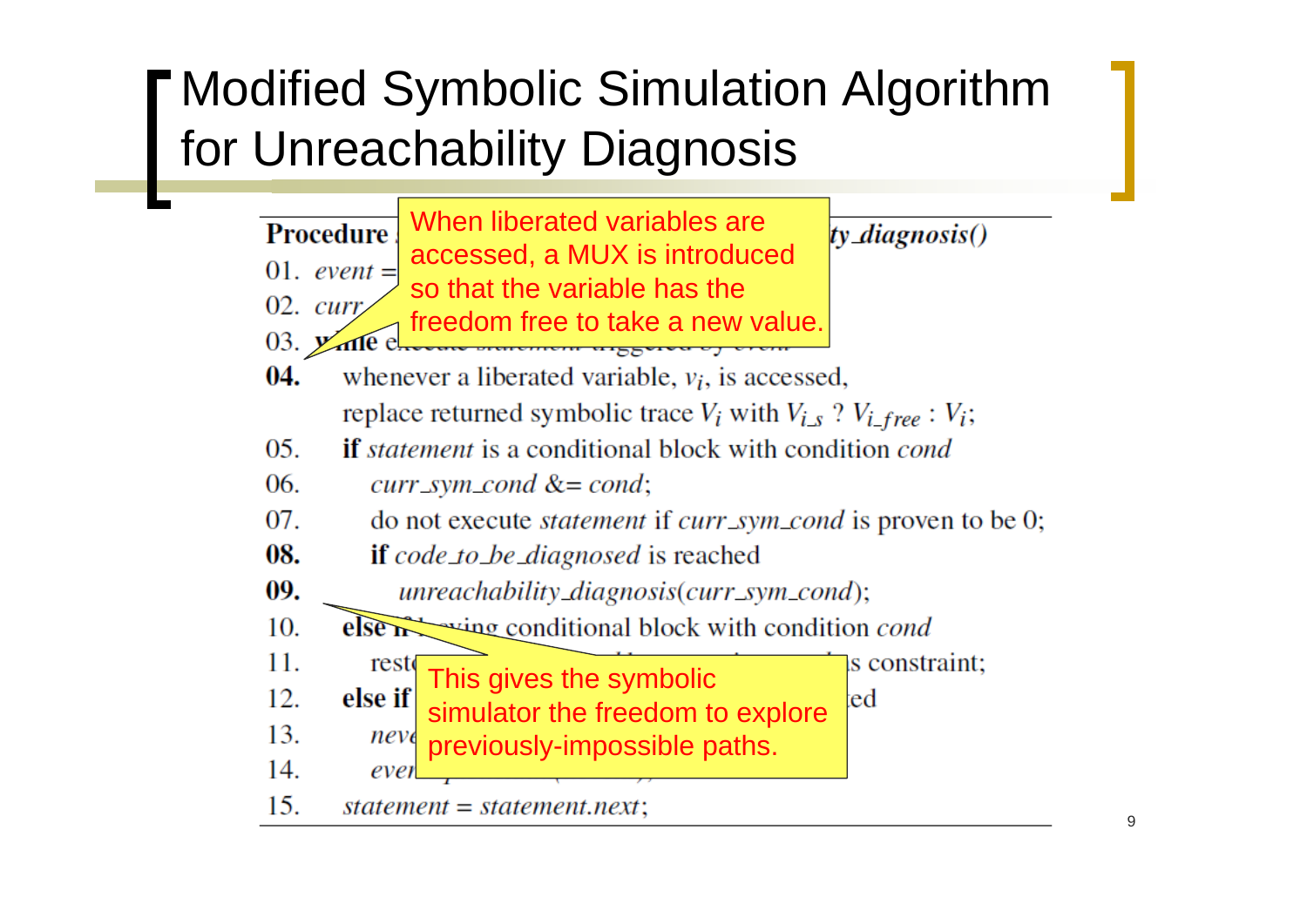# Modified Symbolic Simulation Algorithm for Unreachability Diagnosis

> When liberated variables are accessed, a MUX is introduced so that the variable has the freedom free to take a new value.

> This gives the symbolic simulator the freedom to explore previously-impossible paths.

```
Procedure ... ty_diagnosis()
01. event = 
02. curr
03. while e...
04.     whenever a liberated variable, v_i, is accessed,
        replace returned symbolic trace V_i with V_i_s ? V_i_free : V_i;
05.     if statement is a conditional block with condition cond
06.         curr_sym_cond &= cond;
07.         do not execute statement if curr_sym_cond is proven to be 0;
08.         if code_to_be_diagnosed is reached
09.             unreachability_diagnosis(curr_sym_cond);
10.     else if ...ving conditional block with condition cond
11.         rest...s constraint;
12.     else if ...ed
13.         neve...
14.         ever...
15.     statement = statement.next;
```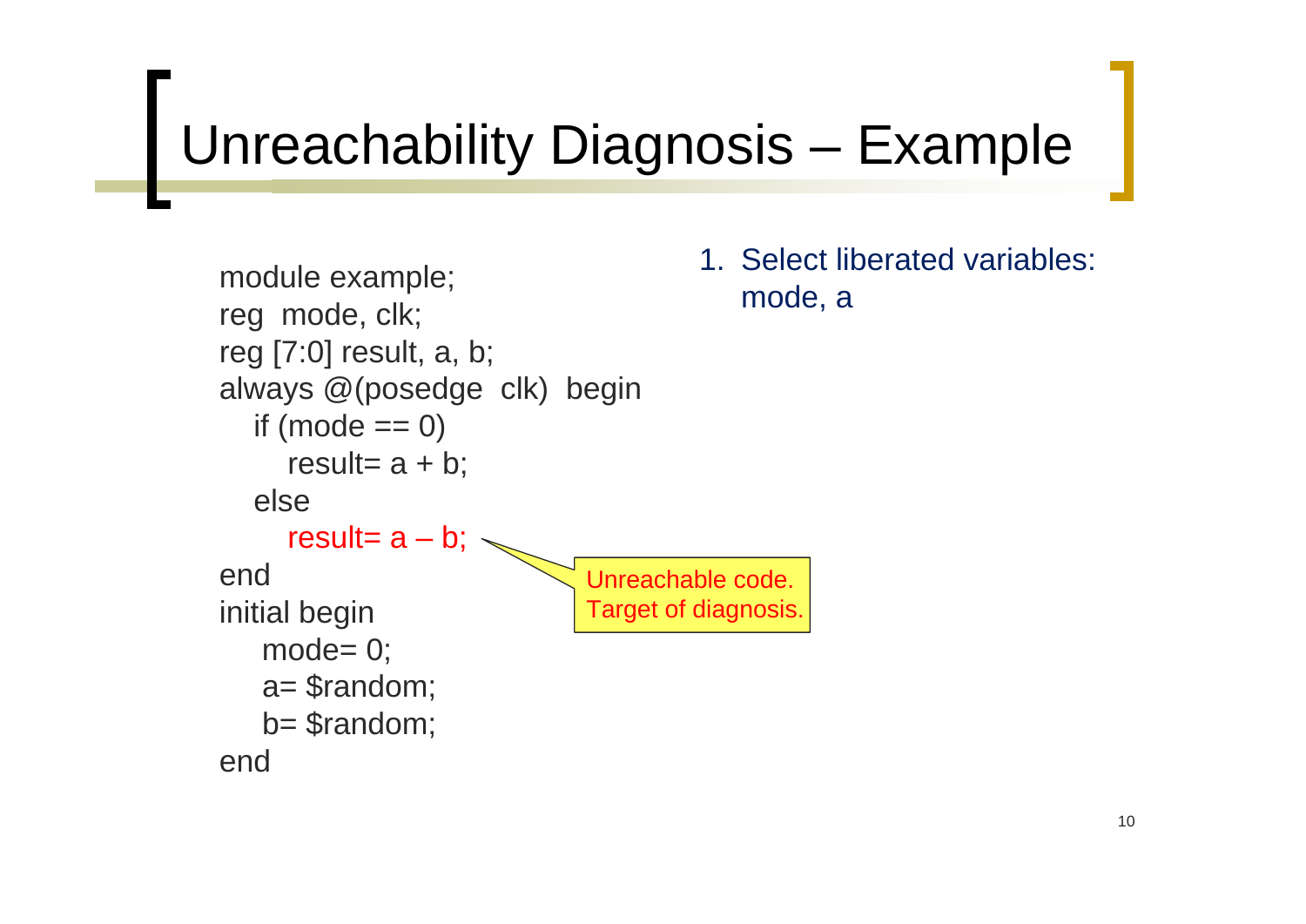# Unreachability Diagnosis – Example

```
module example;
reg  mode, clk;
reg [7:0] result, a, b;
always @(posedge  clk)  begin
   if (mode == 0)
      result= a + b;
   else
      result= a – b;
end
initial begin
   mode= 0;
   a= $random;
   b= $random;
end
```

Unreachable code. Target of diagnosis.

1. Select liberated variables: mode, a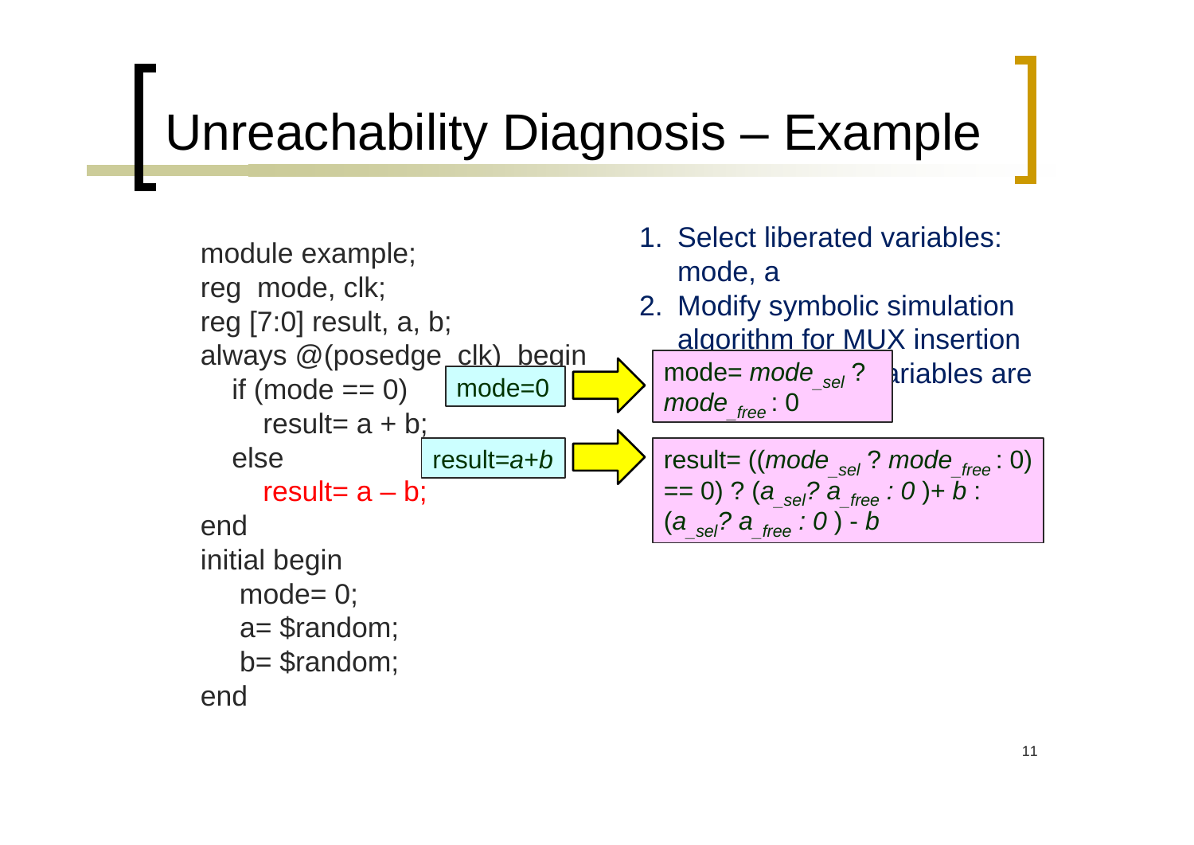# Unreachability Diagnosis – Example

```
module example;
reg  mode, clk;
reg [7:0] result, a, b;
always @(posedge  clk)  begin
   if (mode == 0)
      result= a + b;
   else
      result= a – b;
end
initial begin
   mode= 0;
   a= $random;
   b= $random;
end
```

mode=0 → mode= $mode_{\_sel}$ ? $mode_{\_free}$ : 0

result=$a$+$b$ → result= (($mode_{\_sel}$ ? $mode_{\_free}$ : 0) == 0) ? ($a_{\_sel}$? $a_{\_free}$ : 0 )+ $b$ : ($a_{\_sel}$? $a_{\_free}$ : 0 ) - $b$

1. Select liberated variables: mode, a
2. Modify symbolic simulation algorithm for MUX insertion
3. ...ariables are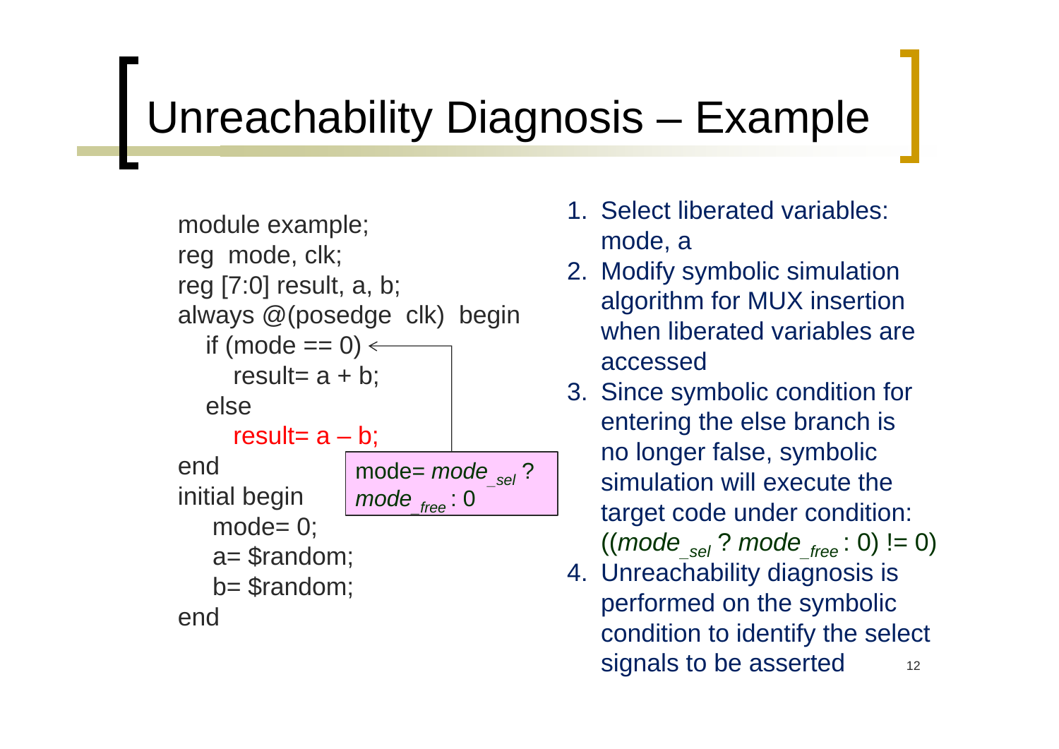# Unreachability Diagnosis – Example

```
module example;
reg  mode, clk;
reg [7:0] result, a, b;
always @(posedge  clk)  begin
   if (mode == 0)
      result= a + b;
   else
      result= a – b;
end
initial begin
   mode= 0;
   a= $random;
   b= $random;
end
```

mode= $mode_{\_sel}$ ? $mode_{\_free}$ : 0

1. Select liberated variables: mode, a
2. Modify symbolic simulation algorithm for MUX insertion when liberated variables are accessed
3. Since symbolic condition for entering the else branch is no longer false, symbolic simulation will execute the target code under condition: (($mode_{\_sel}$ ? $mode_{\_free}$ : 0) != 0)
4. Unreachability diagnosis is performed on the symbolic condition to identify the select signals to be asserted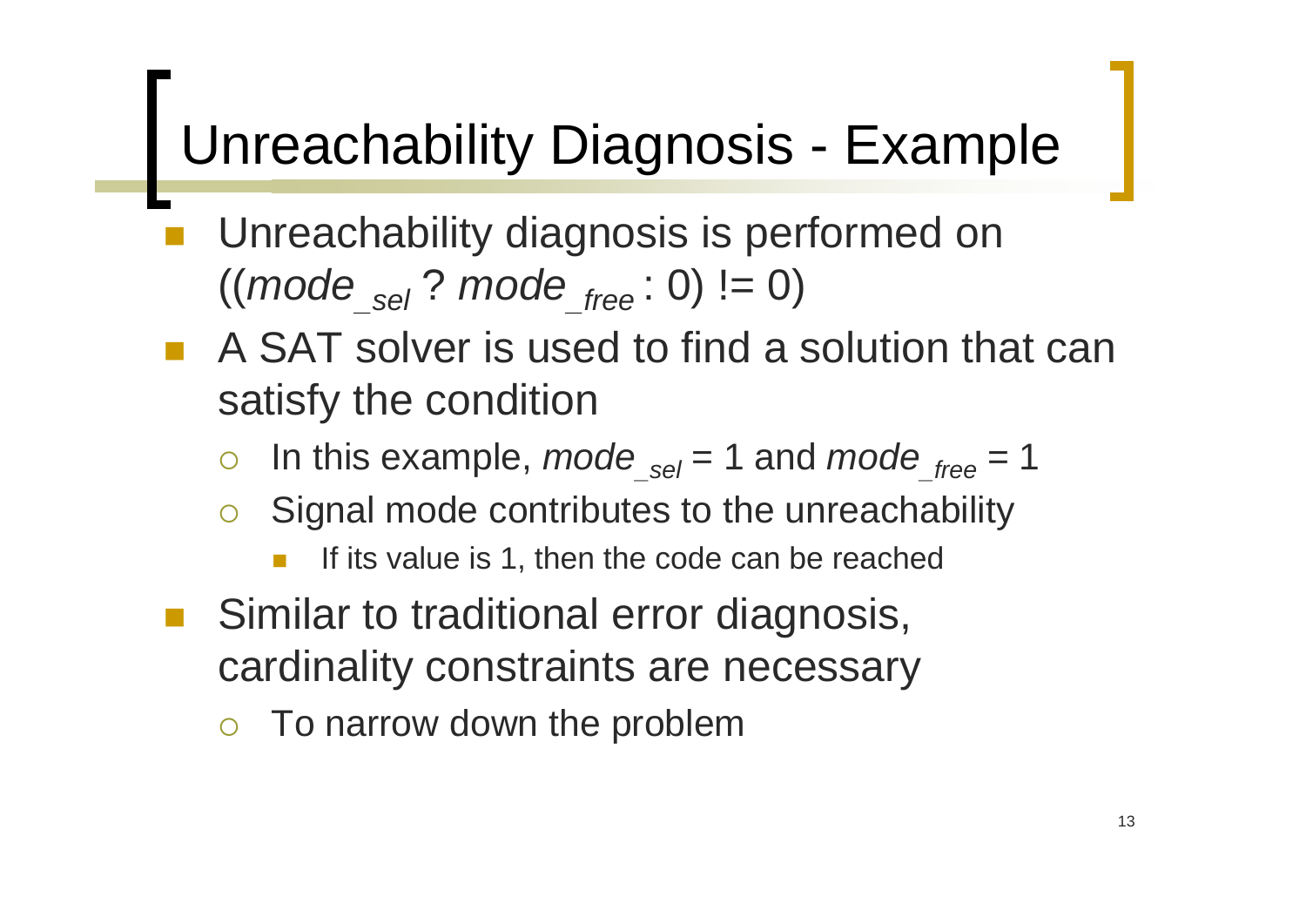# Unreachability Diagnosis - Example

- Unreachability diagnosis is performed on (($mode_{\_sel}$ ? $mode_{\_free}$ : 0) != 0)
- A SAT solver is used to find a solution that can satisfy the condition
  - In this example, $mode_{\_sel} = 1$ and $mode_{\_free} = 1$
  - Signal mode contributes to the unreachability
    - If its value is 1, then the code can be reached
- Similar to traditional error diagnosis, cardinality constraints are necessary
  - To narrow down the problem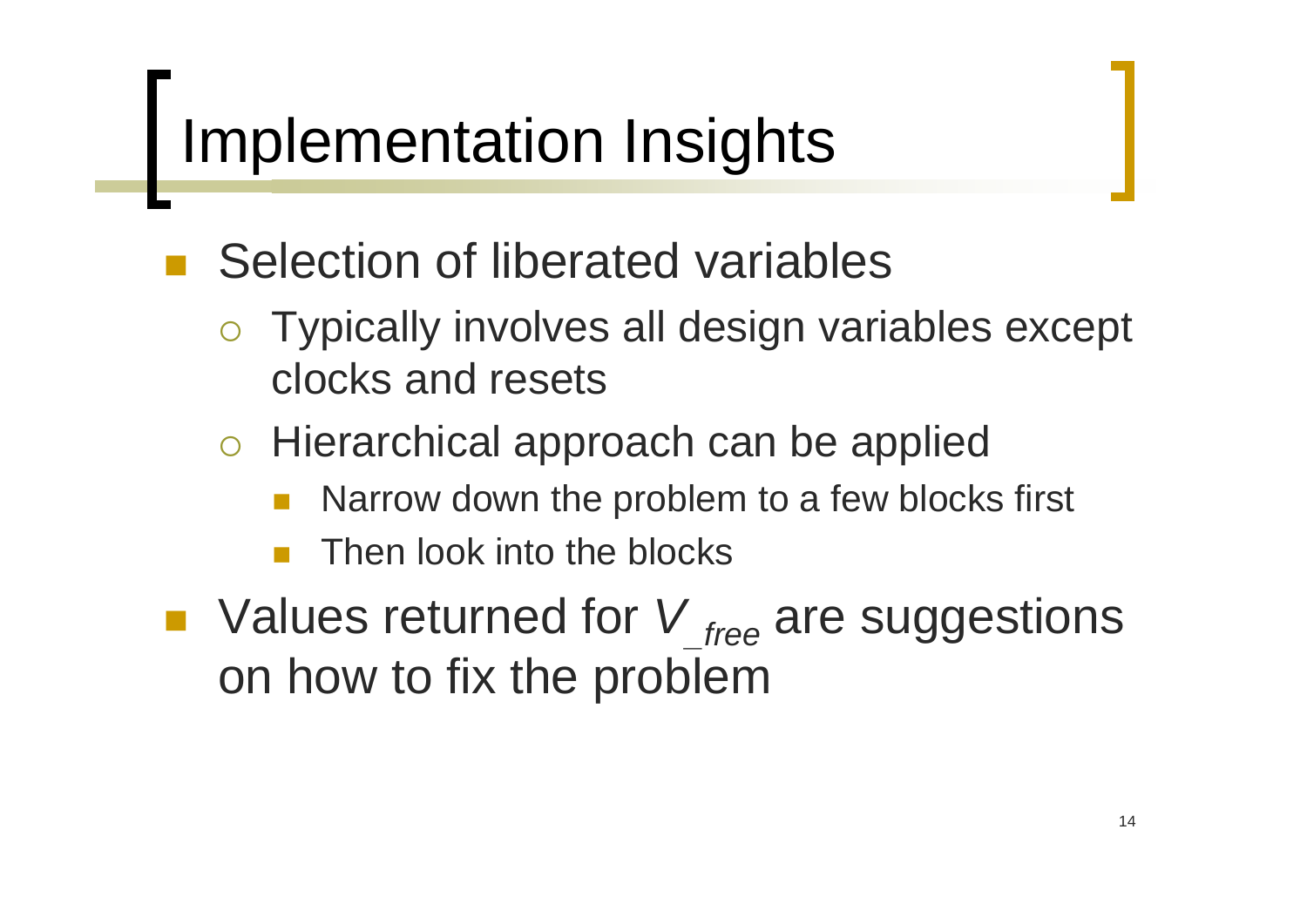# Implementation Insights

- Selection of liberated variables
  - Typically involves all design variables except clocks and resets
  - Hierarchical approach can be applied
    - Narrow down the problem to a few blocks first
    - Then look into the blocks
- Values returned for $V_{\_free}$ are suggestions on how to fix the problem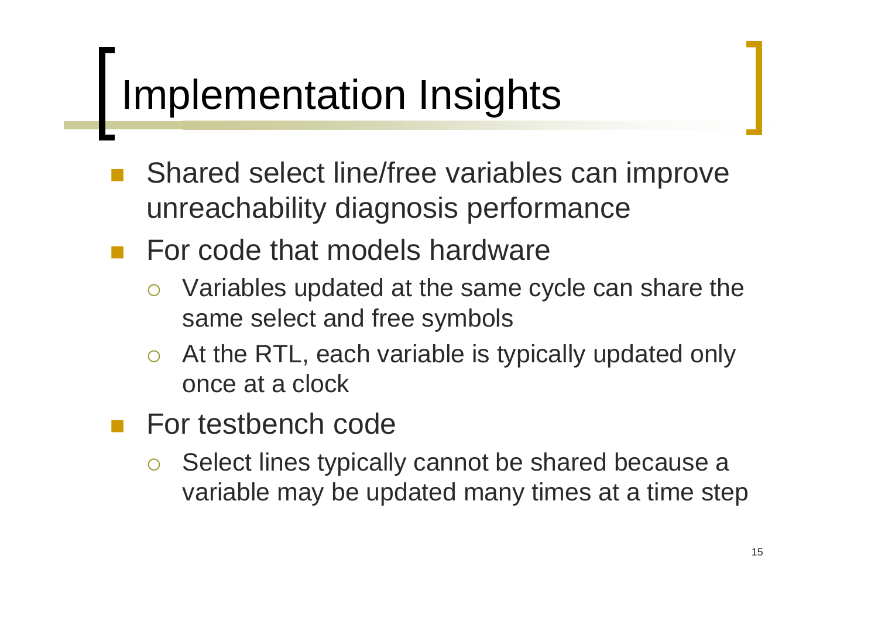# Implementation Insights

- Shared select line/free variables can improve unreachability diagnosis performance
- For code that models hardware
  - Variables updated at the same cycle can share the same select and free symbols
  - At the RTL, each variable is typically updated only once at a clock
- For testbench code
  - Select lines typically cannot be shared because a variable may be updated many times at a time step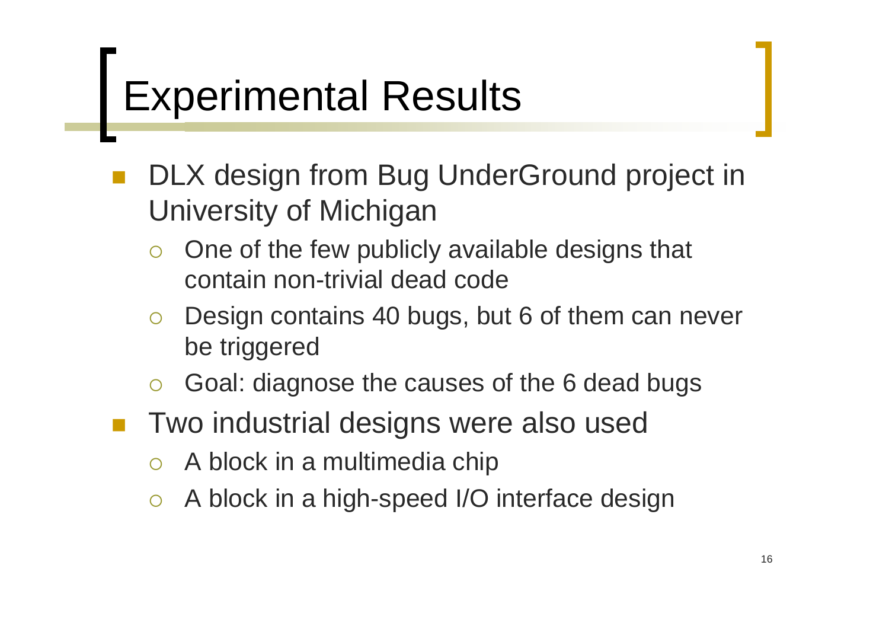# Experimental Results

- DLX design from Bug UnderGround project in University of Michigan
  - One of the few publicly available designs that contain non-trivial dead code
  - Design contains 40 bugs, but 6 of them can never be triggered
  - Goal: diagnose the causes of the 6 dead bugs
- Two industrial designs were also used
  - A block in a multimedia chip
  - A block in a high-speed I/O interface design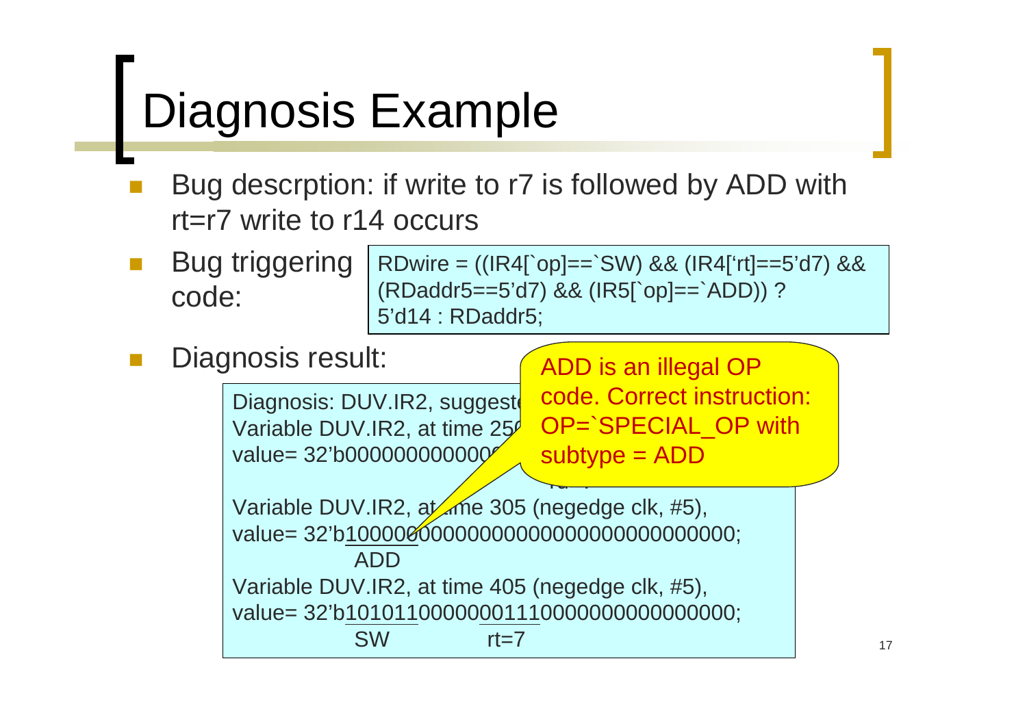# Diagnosis Example

- Bug descrption: if write to r7 is followed by ADD with rt=r7 write to r14 occurs
- Bug triggering code:

```
RDwire = ((IR4[`op]==`SW) && (IR4['rt]==5'd7) &&
(RDaddr5==5'd7) && (IR5[`op]==`ADD)) ?
5'd14 : RDaddr5;
```

- Diagnosis result:

```
Diagnosis: DUV.IR2, suggest
Variable DUV.IR2, at time 25
value= 32'b000000000000

Variable DUV.IR2, at time 305 (negedge clk, #5),
value= 32'b10000000000000000000000000000000;
           ADD
Variable DUV.IR2, at time 405 (negedge clk, #5),
value= 32'b10101100000001110000000000000000;
           SW          rt=7
```

ADD is an illegal OP code. Correct instruction: OP=`SPECIAL_OP with subtype = ADD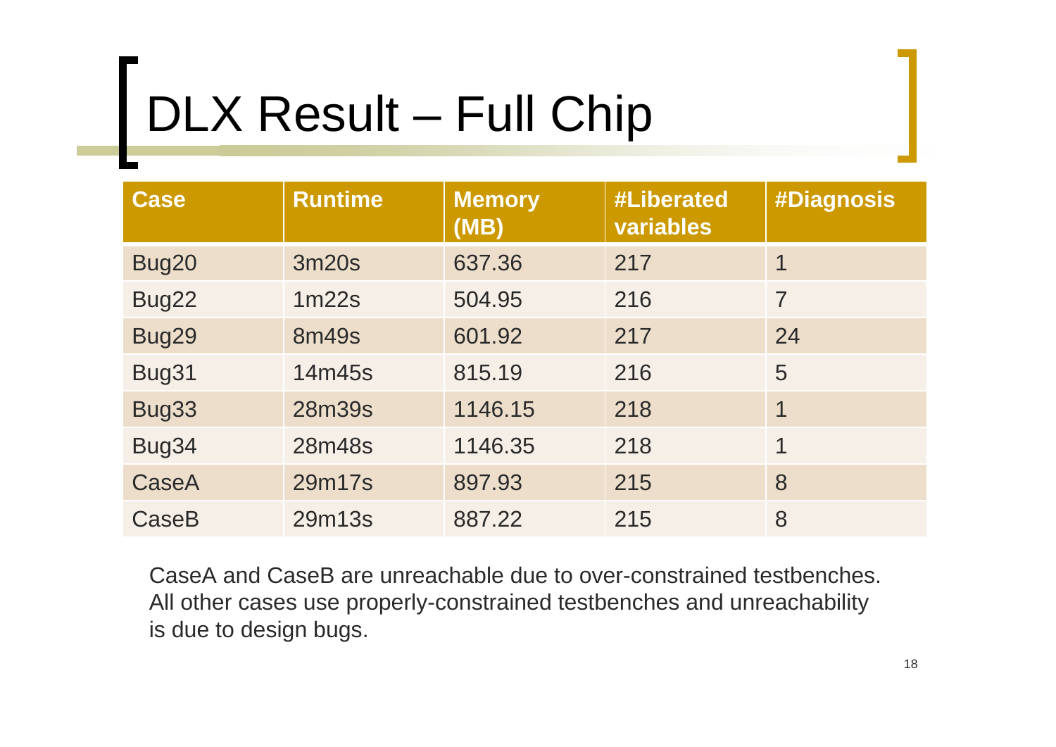# DLX Result – Full Chip

| Case | Runtime | Memory (MB) | #Liberated variables | #Diagnosis |
|---|---|---|---|---|
| Bug20 | 3m20s | 637.36 | 217 | 1 |
| Bug22 | 1m22s | 504.95 | 216 | 7 |
| Bug29 | 8m49s | 601.92 | 217 | 24 |
| Bug31 | 14m45s | 815.19 | 216 | 5 |
| Bug33 | 28m39s | 1146.15 | 218 | 1 |
| Bug34 | 28m48s | 1146.35 | 218 | 1 |
| CaseA | 29m17s | 897.93 | 215 | 8 |
| CaseB | 29m13s | 887.22 | 215 | 8 |

CaseA and CaseB are unreachable due to over-constrained testbenches. All other cases use properly-constrained testbenches and unreachability is due to design bugs.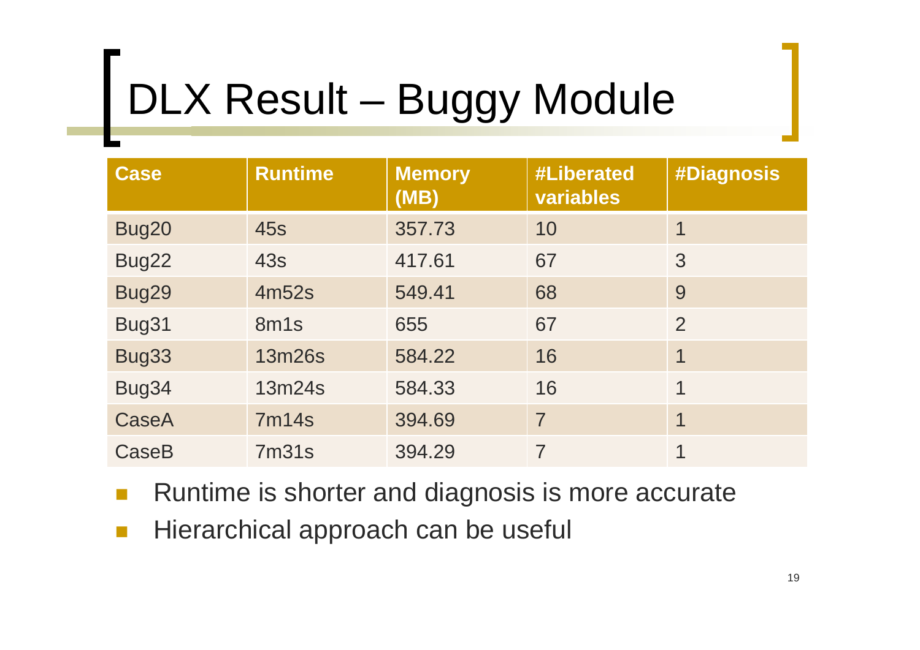# DLX Result – Buggy Module

| Case | Runtime | Memory (MB) | #Liberated variables | #Diagnosis |
|---|---|---|---|---|
| Bug20 | 45s | 357.73 | 10 | 1 |
| Bug22 | 43s | 417.61 | 67 | 3 |
| Bug29 | 4m52s | 549.41 | 68 | 9 |
| Bug31 | 8m1s | 655 | 67 | 2 |
| Bug33 | 13m26s | 584.22 | 16 | 1 |
| Bug34 | 13m24s | 584.33 | 16 | 1 |
| CaseA | 7m14s | 394.69 | 7 | 1 |
| CaseB | 7m31s | 394.29 | 7 | 1 |

- Runtime is shorter and diagnosis is more accurate
- Hierarchical approach can be useful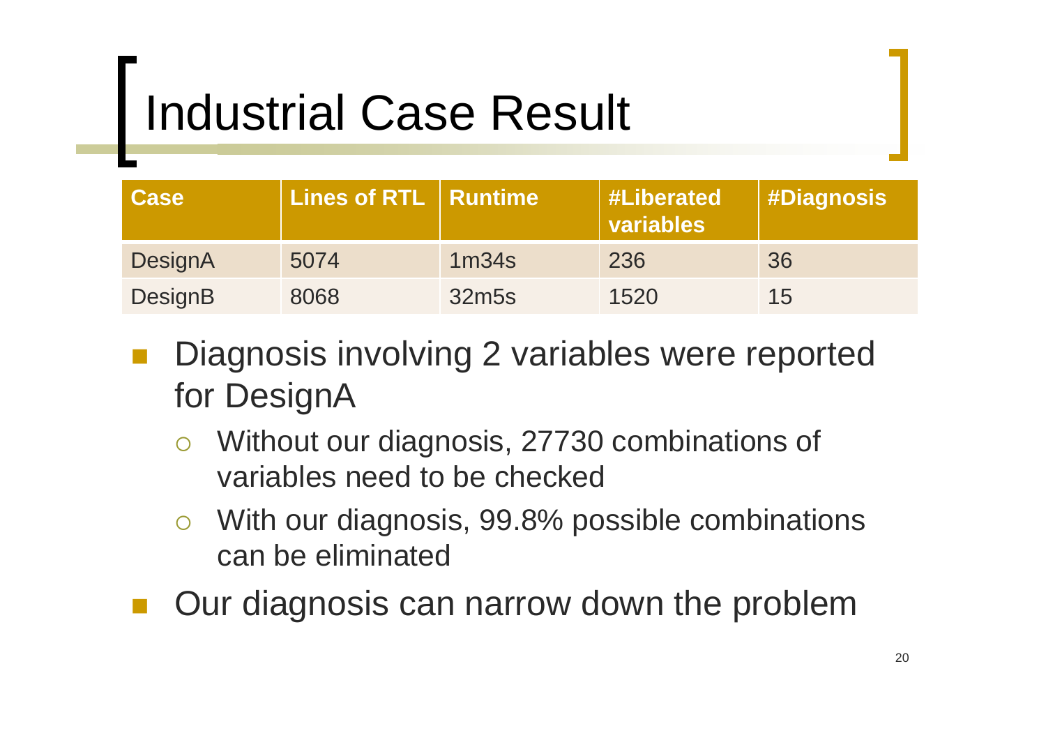# Industrial Case Result

| Case | Lines of RTL | Runtime | #Liberated variables | #Diagnosis |
|---|---|---|---|---|
| DesignA | 5074 | 1m34s | 236 | 36 |
| DesignB | 8068 | 32m5s | 1520 | 15 |

- Diagnosis involving 2 variables were reported for DesignA
  - Without our diagnosis, 27730 combinations of variables need to be checked
  - With our diagnosis, 99.8% possible combinations can be eliminated
- Our diagnosis can narrow down the problem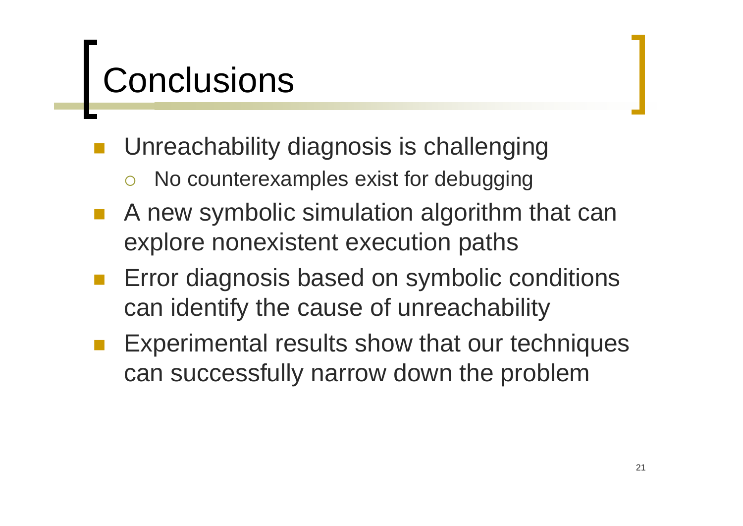# Conclusions

- Unreachability diagnosis is challenging
  - No counterexamples exist for debugging
- A new symbolic simulation algorithm that can explore nonexistent execution paths
- Error diagnosis based on symbolic conditions can identify the cause of unreachability
- Experimental results show that our techniques can successfully narrow down the problem